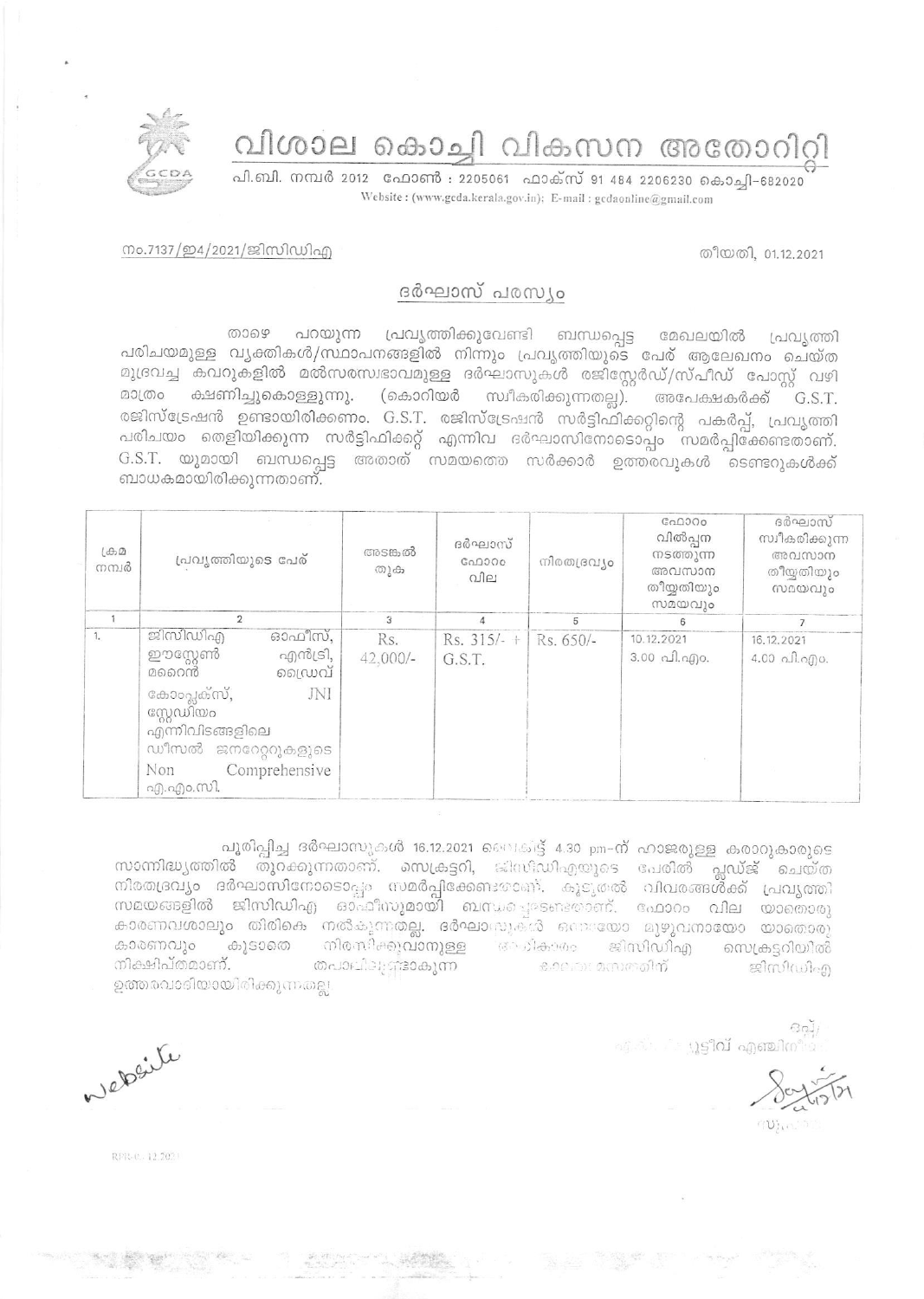# വിശാല കൊച്ചി വികസന അതോറിറ്റി

പി.ബി. നമ്പർ 2012 ഫോൺ : 2205061 ഫാക്സ് 91 484 2206230 കൊച്ചി-682020
Website : (www.gcda.kerala.gov.in); E-mail : gcdaonline@gmail.com

നം.7137/ഇ4/2021/ജിസിഡിഎ

തീയതി, 01.12.2021

## ദർഘാസ് പരസ്യം

താഴെ പറയുന്ന പ്രവൃത്തിക്കുവേണ്ടി ബന്ധപ്പെട്ട മേഖലയിൽ പ്രവൃത്തി പരിചയമുള്ള വ്യക്തികൾ/സ്ഥാപനങ്ങളിൽ നിന്നും പ്രവൃത്തിയുടെ പേര് ആലേഖനം ചെയ്ത മുദ്രവച്ച കവറുകളിൽ മൽസരസ്വഭാവമുള്ള ദർഘാസുകൾ രജിസ്റ്റേർഡ്/സ്പീഡ് പോസ്റ്റ് വഴി മാത്രം ക്ഷണിച്ചുകൊള്ളുന്നു. (കൊറിയർ സ്വീകരിക്കുന്നതല്ല). അപേക്ഷകർക്ക് G.S.T. രജിസ്ട്രേഷൻ ഉണ്ടായിരിക്കണം. G.S.T. രജിസ്ട്രേഷൻ സർട്ടിഫിക്കറ്റിന്റെ പകർപ്പ്, പ്രവൃത്തി പരിചയം തെളിയിക്കുന്ന സർട്ടിഫിക്കറ്റ് എന്നിവ ദർഘാസിനോടൊപ്പം സമർപ്പിക്കേണ്ടതാണ്. G.S.T. യുമായി ബന്ധപ്പെട്ട അതാത് സമയത്തെ സർക്കാർ ഉത്തരവുകൾ ടെണ്ടറുകൾക്ക് ബാധകമായിരിക്കുന്നതാണ്.

| ക്രമ നമ്പർ | പ്രവൃത്തിയുടെ പേര് | അടങ്കൽ തുക | ദർഘാസ് ഫോറം വില | നിരതദ്രവ്യം | ഫോറം വിൽപ്പന നടത്തുന്ന അവസാന തീയ്യതിയും സമയവും | ദർഘാസ് സ്വീകരിക്കുന്ന അവസാന തീയ്യതിയും സമയവും |
|---|---|---|---|---|---|---|
| 1 | 2 | 3 | 4 | 5 | 6 | 7 |
| 1. | ജിസിഡിഎ ഓഫീസ്, ഈസ്റ്റേൺ എൻട്രി, മറൈൻ ഡ്രൈവ് കോംപ്ലക്സ്, JNI സ്റ്റേഡിയം എന്നിവിടങ്ങളിലെ ഡീസൽ ജനറേറ്ററുകളുടെ Non Comprehensive എ.എം.സി. | Rs. 42,000/- | Rs. 315/- + G.S.T. | Rs. 650/- | 10.12.2021 3.00 പി.എം. | 16.12.2021 4.00 പി.എം. |

പൂരിപ്പിച്ച ദർഘാസുകൾ 16.12.2021 വൈകിട്ട് 4.30 pm-ന് ഹാജരുള്ള കരാറുകാരുടെ സാന്നിദ്ധ്യത്തിൽ തുറക്കുന്നതാണ്. സെക്രട്ടറി, ജിസിഡിഎയുടെ പേരിൽ പ്ലഡ്ജ് ചെയ്ത നിരതദ്രവ്യം ദർഘാസിനോടൊപ്പം സമർപ്പിക്കേണ്ടതാണ്. കൂടുതൽ വിവരങ്ങൾക്ക് പ്രവൃത്തി സമയങ്ങളിൽ ജിസിഡിഎ ഓഫീസുമായി ബന്ധപ്പെടേണ്ടതാണ്. ഫോറം വില യാതൊരു കാരണവശാലും തിരികെ നൽകുന്നതല്ല. ദർഘാസുകൾ ഒന്നായോ മുഴുവനായോ യാതൊരു കാരണവും കൂടാതെ നിരസിക്കുവാനുള്ള അധികാരം ജിസിഡിഎ സെക്രട്ടറിയിൽ നിക്ഷിപ്തമാണ്. തപാലിലുണ്ടാകുന്ന കാലതാമസത്തിന് ജിസിഡിഎ ഉത്തരവാദിയായിരിക്കുന്നതല്ല.

website

ഒപ്പ്/-
എക്സിക്യൂട്ടീവ് എഞ്ചിനീയർ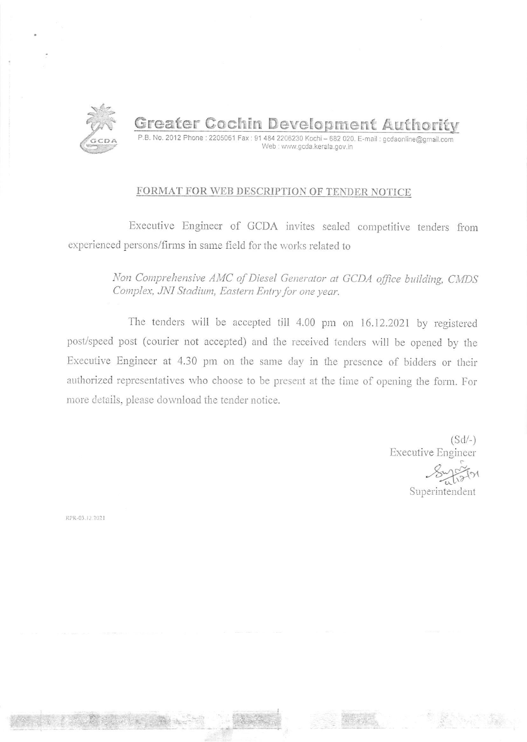# Greater Cochin Development Authority

P.B. No. 2012 Phone : 2205061 Fax : 91 484 2206230 Kochi – 682 020. E-mail : gcdaonline@gmail.com
Web : www.gcda.kerala.gov.in

## FORMAT FOR WEB DESCRIPTION OF TENDER NOTICE

Executive Engineer of GCDA invites sealed competitive tenders from experienced persons/firms in same field for the works related to

*Non Comprehensive AMC of Diesel Generator at GCDA office building, CMDS Complex, JNI Stadium, Eastern Entry for one year.*

The tenders will be accepted till 4.00 pm on 16.12.2021 by registered post/speed post (courier not accepted) and the received tenders will be opened by the Executive Engineer at 4.30 pm on the same day in the presence of bidders or their authorized representatives who choose to be present at the time of opening the form. For more details, please download the tender notice.

(Sd/-)
Executive Engineer

Superintendent

RPR-03.12.2021